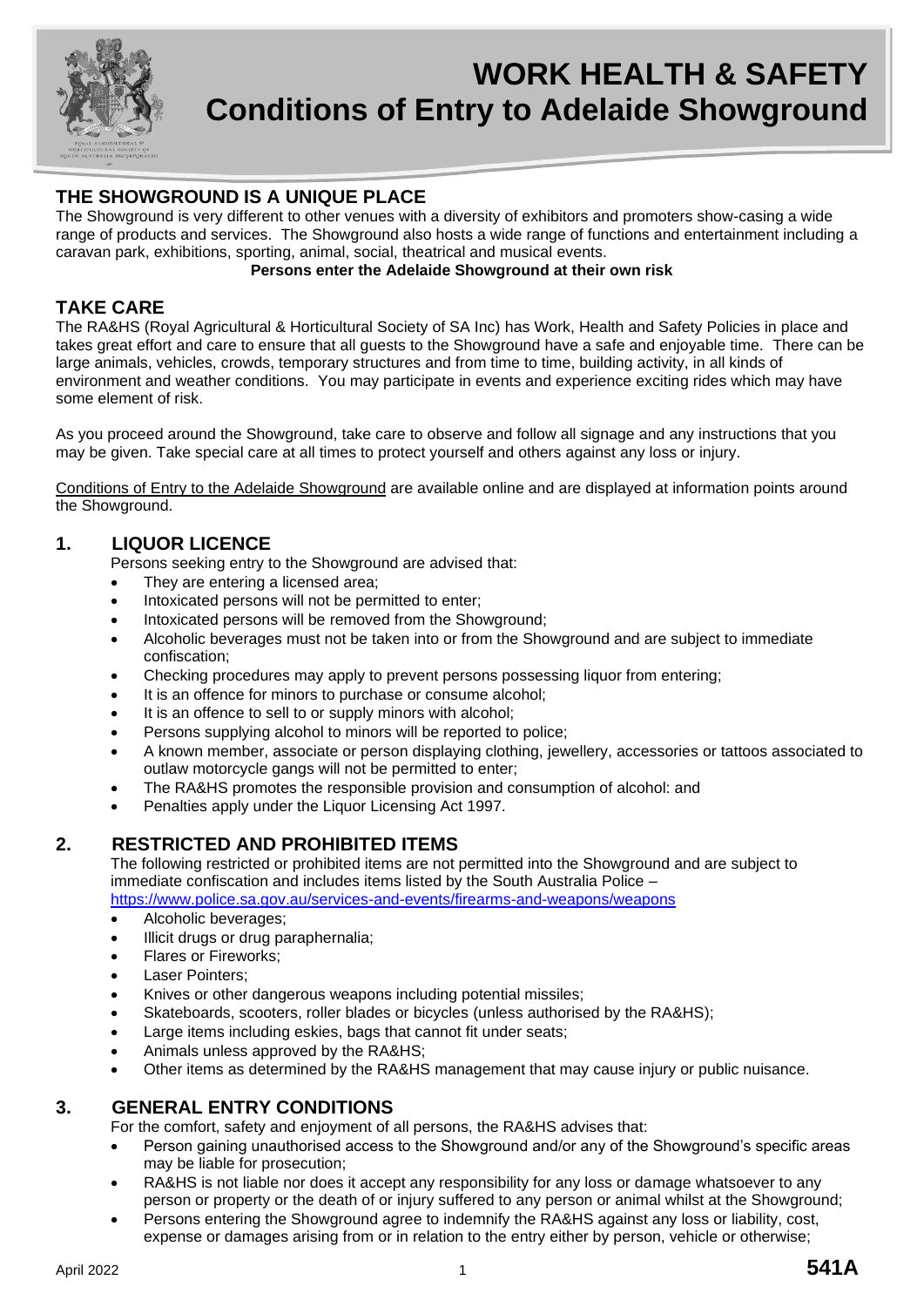# WORK HEALTH & SAFETY
# Conditions of Entry to Adelaide Showground

## THE SHOWGROUND IS A UNIQUE PLACE

The Showground is very different to other venues with a diversity of exhibitors and promoters show-casing a wide range of products and services. The Showground also hosts a wide range of functions and entertainment including a caravan park, exhibitions, sporting, animal, social, theatrical and musical events.

**Persons enter the Adelaide Showground at their own risk**

## TAKE CARE

The RA&HS (Royal Agricultural & Horticultural Society of SA Inc) has Work, Health and Safety Policies in place and takes great effort and care to ensure that all guests to the Showground have a safe and enjoyable time. There can be large animals, vehicles, crowds, temporary structures and from time to time, building activity, in all kinds of environment and weather conditions. You may participate in events and experience exciting rides which may have some element of risk.

As you proceed around the Showground, take care to observe and follow all signage and any instructions that you may be given. Take special care at all times to protect yourself and others against any loss or injury.

Conditions of Entry to the Adelaide Showground are available online and are displayed at information points around the Showground.

## 1. LIQUOR LICENCE

Persons seeking entry to the Showground are advised that:

- They are entering a licensed area;
- Intoxicated persons will not be permitted to enter;
- Intoxicated persons will be removed from the Showground;
- Alcoholic beverages must not be taken into or from the Showground and are subject to immediate confiscation;
- Checking procedures may apply to prevent persons possessing liquor from entering;
- It is an offence for minors to purchase or consume alcohol;
- It is an offence to sell to or supply minors with alcohol;
- Persons supplying alcohol to minors will be reported to police;
- A known member, associate or person displaying clothing, jewellery, accessories or tattoos associated to outlaw motorcycle gangs will not be permitted to enter;
- The RA&HS promotes the responsible provision and consumption of alcohol: and
- Penalties apply under the Liquor Licensing Act 1997.

## 2. RESTRICTED AND PROHIBITED ITEMS

The following restricted or prohibited items are not permitted into the Showground and are subject to immediate confiscation and includes items listed by the South Australia Police – https://www.police.sa.gov.au/services-and-events/firearms-and-weapons/weapons

- Alcoholic beverages;
- Illicit drugs or drug paraphernalia;
- Flares or Fireworks;
- Laser Pointers;
- Knives or other dangerous weapons including potential missiles;
- Skateboards, scooters, roller blades or bicycles (unless authorised by the RA&HS);
- Large items including eskies, bags that cannot fit under seats;
- Animals unless approved by the RA&HS;
- Other items as determined by the RA&HS management that may cause injury or public nuisance.

## 3. GENERAL ENTRY CONDITIONS

For the comfort, safety and enjoyment of all persons, the RA&HS advises that:

- Person gaining unauthorised access to the Showground and/or any of the Showground's specific areas may be liable for prosecution;
- RA&HS is not liable nor does it accept any responsibility for any loss or damage whatsoever to any person or property or the death of or injury suffered to any person or animal whilst at the Showground;
- Persons entering the Showground agree to indemnify the RA&HS against any loss or liability, cost, expense or damages arising from or in relation to the entry either by person, vehicle or otherwise;

April 2022 541A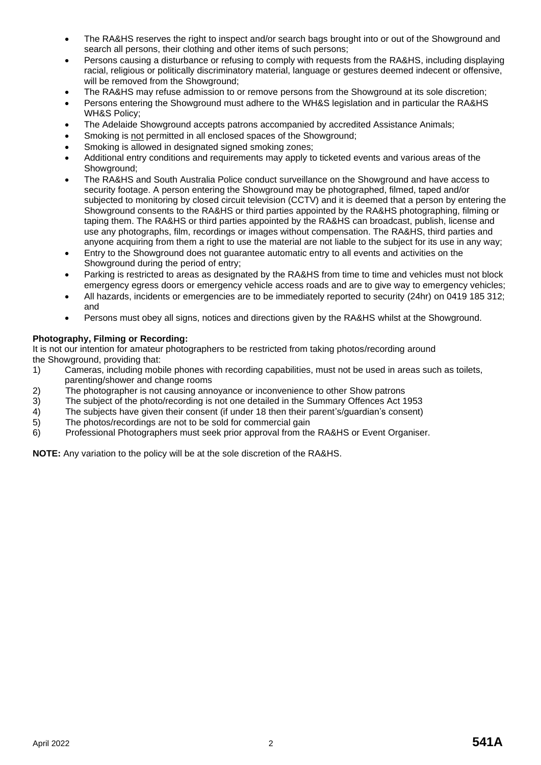- The RA&HS reserves the right to inspect and/or search bags brought into or out of the Showground and search all persons, their clothing and other items of such persons;
- Persons causing a disturbance or refusing to comply with requests from the RA&HS, including displaying racial, religious or politically discriminatory material, language or gestures deemed indecent or offensive, will be removed from the Showground;
- The RA&HS may refuse admission to or remove persons from the Showground at its sole discretion;
- Persons entering the Showground must adhere to the WH&S legislation and in particular the RA&HS WH&S Policy;
- The Adelaide Showground accepts patrons accompanied by accredited Assistance Animals;
- Smoking is <u>not</u> permitted in all enclosed spaces of the Showground;
- Smoking is allowed in designated signed smoking zones;
- Additional entry conditions and requirements may apply to ticketed events and various areas of the Showground;
- The RA&HS and South Australia Police conduct surveillance on the Showground and have access to security footage. A person entering the Showground may be photographed, filmed, taped and/or subjected to monitoring by closed circuit television (CCTV) and it is deemed that a person by entering the Showground consents to the RA&HS or third parties appointed by the RA&HS photographing, filming or taping them. The RA&HS or third parties appointed by the RA&HS can broadcast, publish, license and use any photographs, film, recordings or images without compensation. The RA&HS, third parties and anyone acquiring from them a right to use the material are not liable to the subject for its use in any way;
- Entry to the Showground does not guarantee automatic entry to all events and activities on the Showground during the period of entry;
- Parking is restricted to areas as designated by the RA&HS from time to time and vehicles must not block emergency egress doors or emergency vehicle access roads and are to give way to emergency vehicles;
- All hazards, incidents or emergencies are to be immediately reported to security (24hr) on 0419 185 312; and
- Persons must obey all signs, notices and directions given by the RA&HS whilst at the Showground.

**Photography, Filming or Recording:**

It is not our intention for amateur photographers to be restricted from taking photos/recording around the Showground, providing that:

1) Cameras, including mobile phones with recording capabilities, must not be used in areas such as toilets, parenting/shower and change rooms
2) The photographer is not causing annoyance or inconvenience to other Show patrons
3) The subject of the photo/recording is not one detailed in the Summary Offences Act 1953
4) The subjects have given their consent (if under 18 then their parent's/guardian's consent)
5) The photos/recordings are not to be sold for commercial gain
6) Professional Photographers must seek prior approval from the RA&HS or Event Organiser.

**NOTE:** Any variation to the policy will be at the sole discretion of the RA&HS.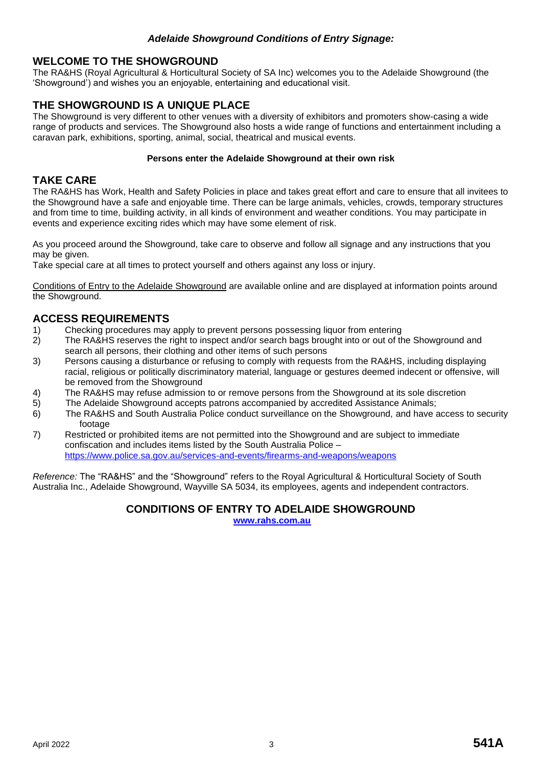*Adelaide Showground Conditions of Entry Signage:*

## WELCOME TO THE SHOWGROUND

The RA&HS (Royal Agricultural & Horticultural Society of SA Inc) welcomes you to the Adelaide Showground (the 'Showground') and wishes you an enjoyable, entertaining and educational visit.

## THE SHOWGROUND IS A UNIQUE PLACE

The Showground is very different to other venues with a diversity of exhibitors and promoters show-casing a wide range of products and services. The Showground also hosts a wide range of functions and entertainment including a caravan park, exhibitions, sporting, animal, social, theatrical and musical events.

**Persons enter the Adelaide Showground at their own risk**

## TAKE CARE

The RA&HS has Work, Health and Safety Policies in place and takes great effort and care to ensure that all invitees to the Showground have a safe and enjoyable time. There can be large animals, vehicles, crowds, temporary structures and from time to time, building activity, in all kinds of environment and weather conditions. You may participate in events and experience exciting rides which may have some element of risk.

As you proceed around the Showground, take care to observe and follow all signage and any instructions that you may be given.

Take special care at all times to protect yourself and others against any loss or injury.

Conditions of Entry to the Adelaide Showground are available online and are displayed at information points around the Showground.

## ACCESS REQUIREMENTS

1) Checking procedures may apply to prevent persons possessing liquor from entering
2) The RA&HS reserves the right to inspect and/or search bags brought into or out of the Showground and search all persons, their clothing and other items of such persons
3) Persons causing a disturbance or refusing to comply with requests from the RA&HS, including displaying racial, religious or politically discriminatory material, language or gestures deemed indecent or offensive, will be removed from the Showground
4) The RA&HS may refuse admission to or remove persons from the Showground at its sole discretion
5) The Adelaide Showground accepts patrons accompanied by accredited Assistance Animals;
6) The RA&HS and South Australia Police conduct surveillance on the Showground, and have access to security footage
7) Restricted or prohibited items are not permitted into the Showground and are subject to immediate confiscation and includes items listed by the South Australia Police – https://www.police.sa.gov.au/services-and-events/firearms-and-weapons/weapons

*Reference:* The "RA&HS" and the "Showground" refers to the Royal Agricultural & Horticultural Society of South Australia Inc., Adelaide Showground, Wayville SA 5034, its employees, agents and independent contractors.

## CONDITIONS OF ENTRY TO ADELAIDE SHOWGROUND

**www.rahs.com.au**